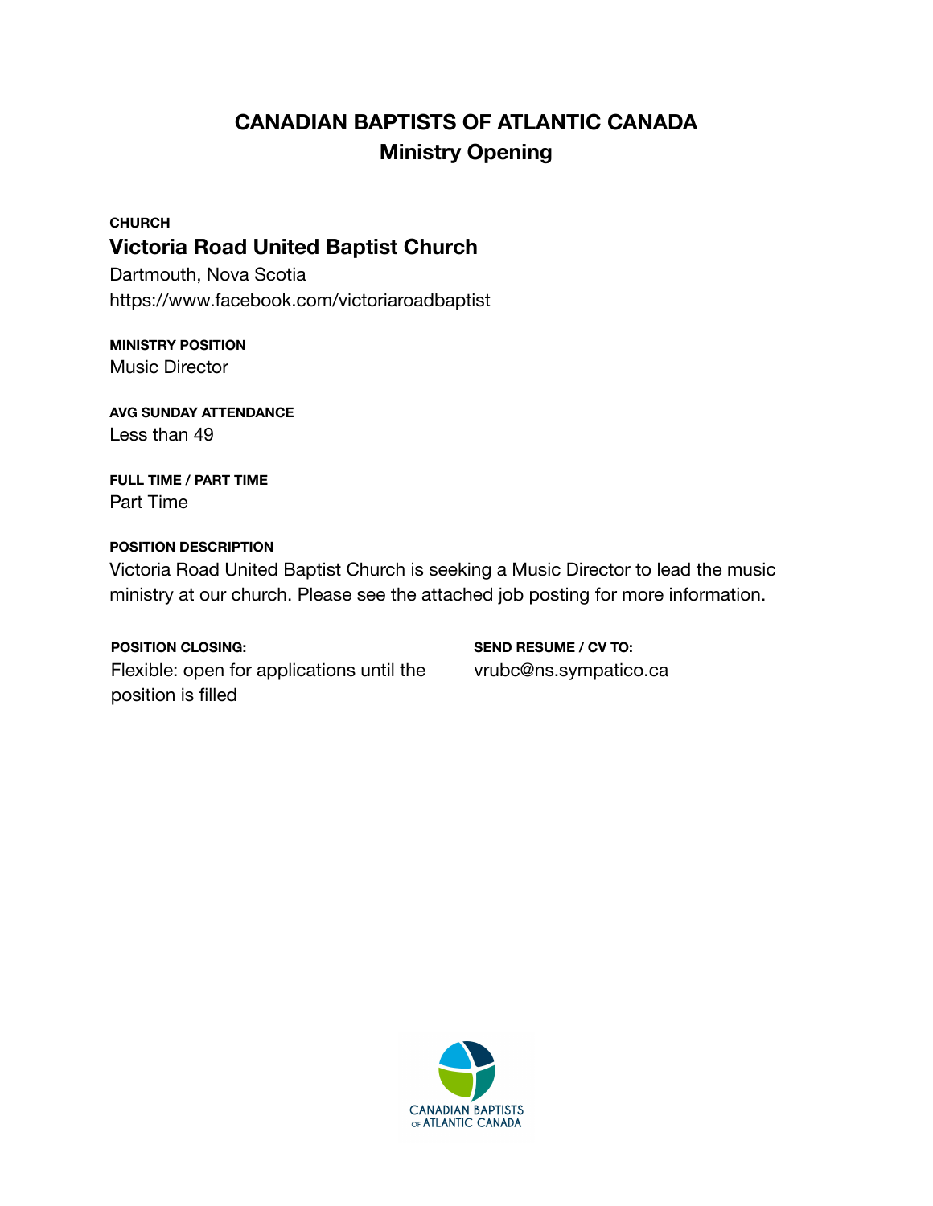# CANADIAN BAPTISTS OF ATLANTIC CANADA
## Ministry Opening

**CHURCH**

### Victoria Road United Baptist Church

Dartmouth, Nova Scotia
https://www.facebook.com/victoriaroadbaptist

**MINISTRY POSITION**

Music Director

**AVG SUNDAY ATTENDANCE**

Less than 49

**FULL TIME / PART TIME**

Part Time

**POSITION DESCRIPTION**

Victoria Road United Baptist Church is seeking a Music Director to lead the music ministry at our church. Please see the attached job posting for more information.

**POSITION CLOSING:**

Flexible: open for applications until the position is filled

**SEND RESUME / CV TO:**

vrubc@ns.sympatico.ca

CANADIAN BAPTISTS OF ATLANTIC CANADA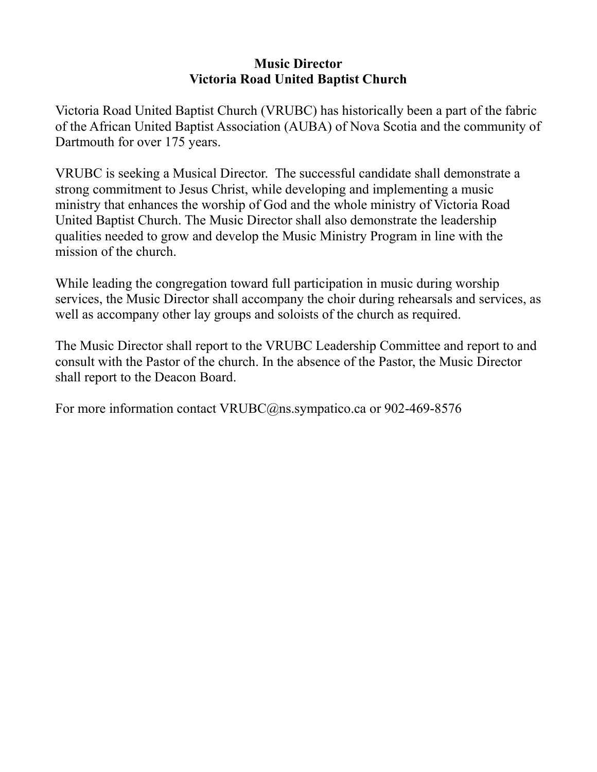**Music Director**
**Victoria Road United Baptist Church**

Victoria Road United Baptist Church (VRUBC) has historically been a part of the fabric of the African United Baptist Association (AUBA) of Nova Scotia and the community of Dartmouth for over 175 years.

VRUBC is seeking a Musical Director. The successful candidate shall demonstrate a strong commitment to Jesus Christ, while developing and implementing a music ministry that enhances the worship of God and the whole ministry of Victoria Road United Baptist Church. The Music Director shall also demonstrate the leadership qualities needed to grow and develop the Music Ministry Program in line with the mission of the church.

While leading the congregation toward full participation in music during worship services, the Music Director shall accompany the choir during rehearsals and services, as well as accompany other lay groups and soloists of the church as required.

The Music Director shall report to the VRUBC Leadership Committee and report to and consult with the Pastor of the church. In the absence of the Pastor, the Music Director shall report to the Deacon Board.

For more information contact VRUBC@ns.sympatico.ca or 902-469-8576